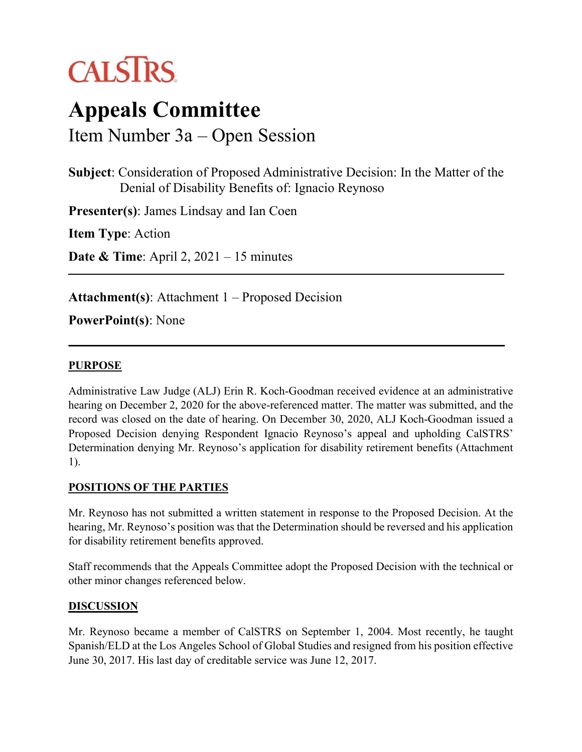CALSTRS

# Appeals Committee

## Item Number 3a – Open Session

**Subject**: Consideration of Proposed Administrative Decision: In the Matter of the Denial of Disability Benefits of: Ignacio Reynoso

**Presenter(s)**: James Lindsay and Ian Coen

**Item Type**: Action

**Date & Time**: April 2, 2021 – 15 minutes

---

**Attachment(s)**: Attachment 1 – Proposed Decision

**PowerPoint(s)**: None

---

### PURPOSE

Administrative Law Judge (ALJ) Erin R. Koch-Goodman received evidence at an administrative hearing on December 2, 2020 for the above-referenced matter. The matter was submitted, and the record was closed on the date of hearing. On December 30, 2020, ALJ Koch-Goodman issued a Proposed Decision denying Respondent Ignacio Reynoso's appeal and upholding CalSTRS' Determination denying Mr. Reynoso's application for disability retirement benefits (Attachment 1).

### POSITIONS OF THE PARTIES

Mr. Reynoso has not submitted a written statement in response to the Proposed Decision. At the hearing, Mr. Reynoso's position was that the Determination should be reversed and his application for disability retirement benefits approved.

Staff recommends that the Appeals Committee adopt the Proposed Decision with the technical or other minor changes referenced below.

### DISCUSSION

Mr. Reynoso became a member of CalSTRS on September 1, 2004. Most recently, he taught Spanish/ELD at the Los Angeles School of Global Studies and resigned from his position effective June 30, 2017. His last day of creditable service was June 12, 2017.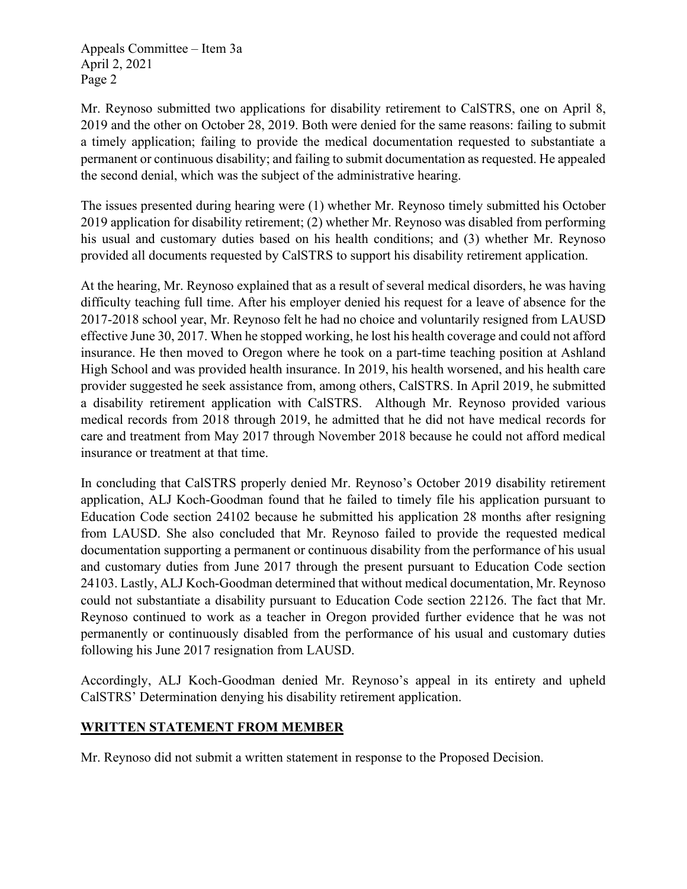Mr. Reynoso submitted two applications for disability retirement to CalSTRS, one on April 8, 2019 and the other on October 28, 2019. Both were denied for the same reasons: failing to submit a timely application; failing to provide the medical documentation requested to substantiate a permanent or continuous disability; and failing to submit documentation as requested. He appealed the second denial, which was the subject of the administrative hearing.

The issues presented during hearing were (1) whether Mr. Reynoso timely submitted his October 2019 application for disability retirement; (2) whether Mr. Reynoso was disabled from performing his usual and customary duties based on his health conditions; and (3) whether Mr. Reynoso provided all documents requested by CalSTRS to support his disability retirement application.

At the hearing, Mr. Reynoso explained that as a result of several medical disorders, he was having difficulty teaching full time. After his employer denied his request for a leave of absence for the 2017-2018 school year, Mr. Reynoso felt he had no choice and voluntarily resigned from LAUSD effective June 30, 2017. When he stopped working, he lost his health coverage and could not afford insurance. He then moved to Oregon where he took on a part-time teaching position at Ashland High School and was provided health insurance. In 2019, his health worsened, and his health care provider suggested he seek assistance from, among others, CalSTRS. In April 2019, he submitted a disability retirement application with CalSTRS. Although Mr. Reynoso provided various medical records from 2018 through 2019, he admitted that he did not have medical records for care and treatment from May 2017 through November 2018 because he could not afford medical insurance or treatment at that time.

In concluding that CalSTRS properly denied Mr. Reynoso's October 2019 disability retirement application, ALJ Koch-Goodman found that he failed to timely file his application pursuant to Education Code section 24102 because he submitted his application 28 months after resigning from LAUSD. She also concluded that Mr. Reynoso failed to provide the requested medical documentation supporting a permanent or continuous disability from the performance of his usual and customary duties from June 2017 through the present pursuant to Education Code section 24103. Lastly, ALJ Koch-Goodman determined that without medical documentation, Mr. Reynoso could not substantiate a disability pursuant to Education Code section 22126. The fact that Mr. Reynoso continued to work as a teacher in Oregon provided further evidence that he was not permanently or continuously disabled from the performance of his usual and customary duties following his June 2017 resignation from LAUSD.

Accordingly, ALJ Koch-Goodman denied Mr. Reynoso's appeal in its entirety and upheld CalSTRS' Determination denying his disability retirement application.

## WRITTEN STATEMENT FROM MEMBER

Mr. Reynoso did not submit a written statement in response to the Proposed Decision.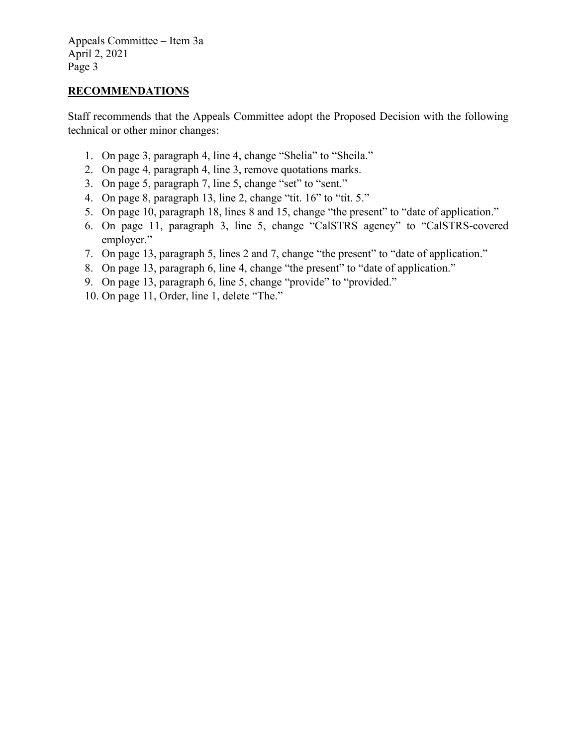## RECOMMENDATIONS

Staff recommends that the Appeals Committee adopt the Proposed Decision with the following technical or other minor changes:

1. On page 3, paragraph 4, line 4, change "Shelia" to "Sheila."
2. On page 4, paragraph 4, line 3, remove quotations marks.
3. On page 5, paragraph 7, line 5, change "set" to "sent."
4. On page 8, paragraph 13, line 2, change "tit. 16" to "tit. 5."
5. On page 10, paragraph 18, lines 8 and 15, change "the present" to "date of application."
6. On page 11, paragraph 3, line 5, change "CalSTRS agency" to "CalSTRS-covered employer."
7. On page 13, paragraph 5, lines 2 and 7, change "the present" to "date of application."
8. On page 13, paragraph 6, line 4, change "the present" to "date of application."
9. On page 13, paragraph 6, line 5, change "provide" to "provided."
10. On page 11, Order, line 1, delete "The."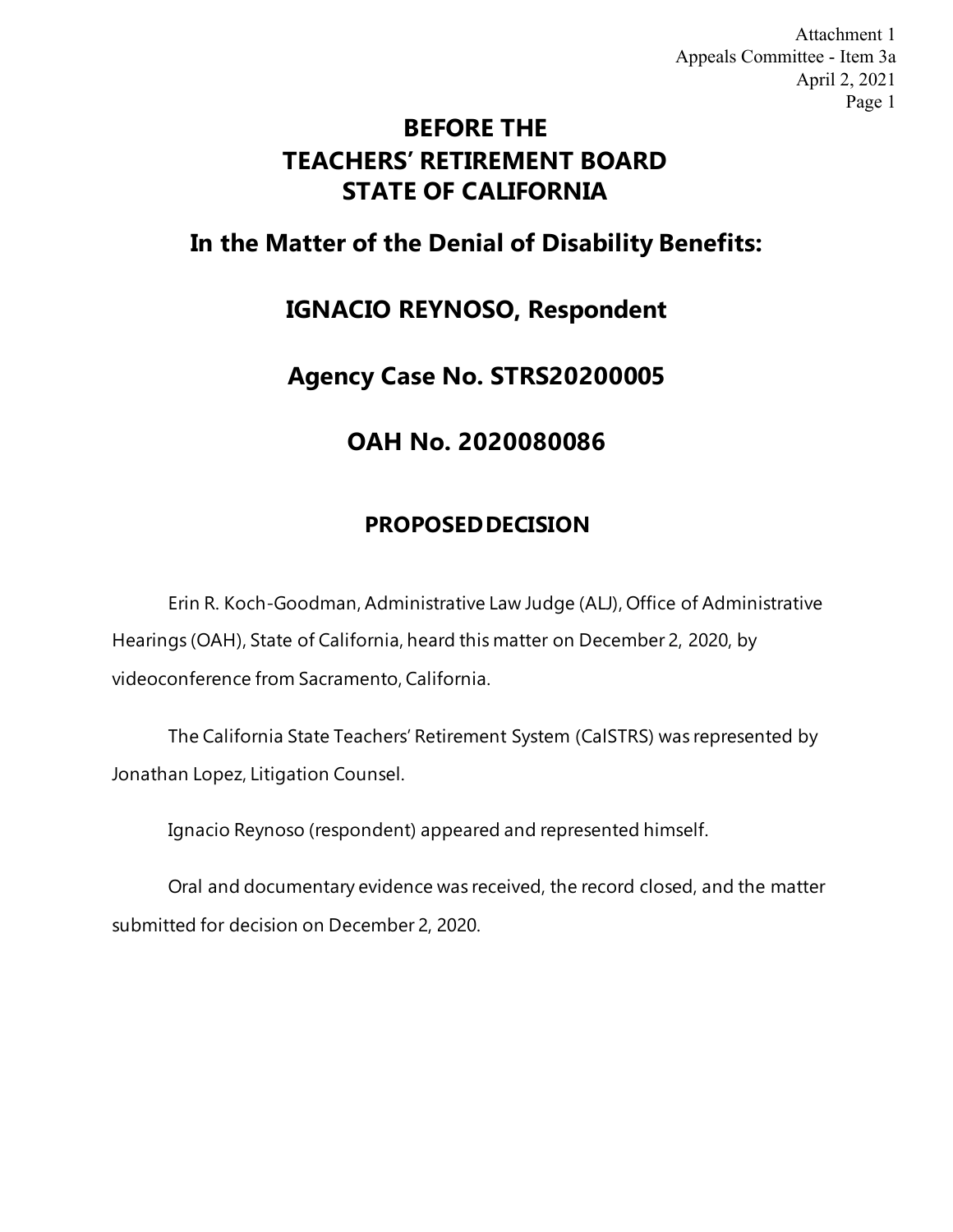# BEFORE THE TEACHERS' RETIREMENT BOARD STATE OF CALIFORNIA

## In the Matter of the Denial of Disability Benefits:

## IGNACIO REYNOSO, Respondent

## Agency Case No. STRS20200005

## OAH No. 2020080086

### PROPOSED DECISION

Erin R. Koch-Goodman, Administrative Law Judge (ALJ), Office of Administrative Hearings (OAH), State of California, heard this matter on December 2, 2020, by videoconference from Sacramento, California.

The California State Teachers' Retirement System (CalSTRS) was represented by Jonathan Lopez, Litigation Counsel.

Ignacio Reynoso (respondent) appeared and represented himself.

Oral and documentary evidence was received, the record closed, and the matter submitted for decision on December 2, 2020.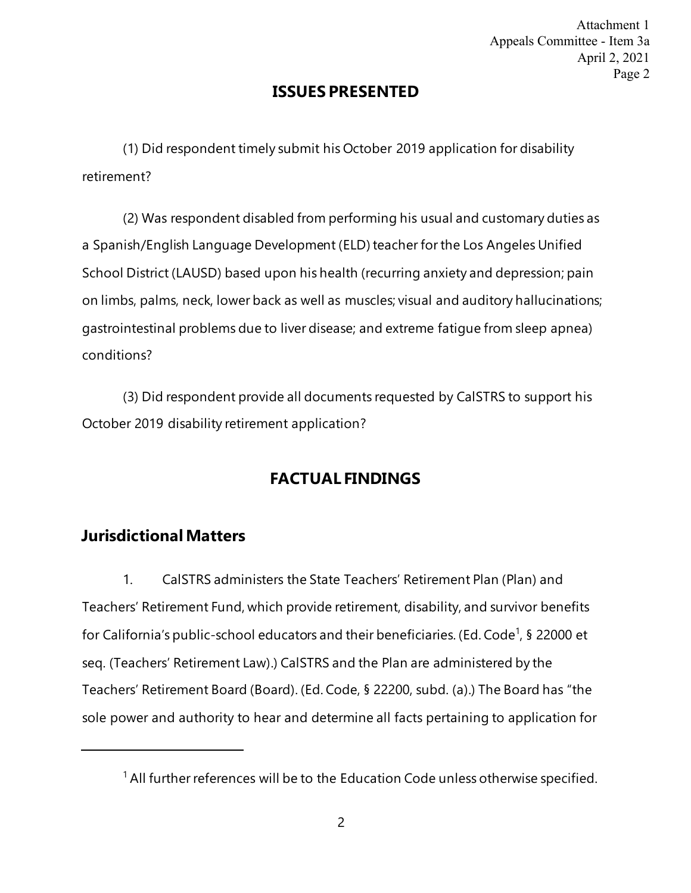## ISSUES PRESENTED

(1) Did respondent timely submit his October 2019 application for disability retirement?

(2) Was respondent disabled from performing his usual and customary duties as a Spanish/English Language Development (ELD) teacher for the Los Angeles Unified School District (LAUSD) based upon his health (recurring anxiety and depression; pain on limbs, palms, neck, lower back as well as muscles; visual and auditory hallucinations; gastrointestinal problems due to liver disease; and extreme fatigue from sleep apnea) conditions?

(3) Did respondent provide all documents requested by CalSTRS to support his October 2019 disability retirement application?

## FACTUAL FINDINGS

### Jurisdictional Matters

1. CalSTRS administers the State Teachers' Retirement Plan (Plan) and Teachers' Retirement Fund, which provide retirement, disability, and survivor benefits for California's public-school educators and their beneficiaries. (Ed. Code[1], § 22000 et seq. (Teachers' Retirement Law).) CalSTRS and the Plan are administered by the Teachers' Retirement Board (Board). (Ed. Code, § 22200, subd. (a).) The Board has "the sole power and authority to hear and determine all facts pertaining to application for

---

[1] All further references will be to the Education Code unless otherwise specified.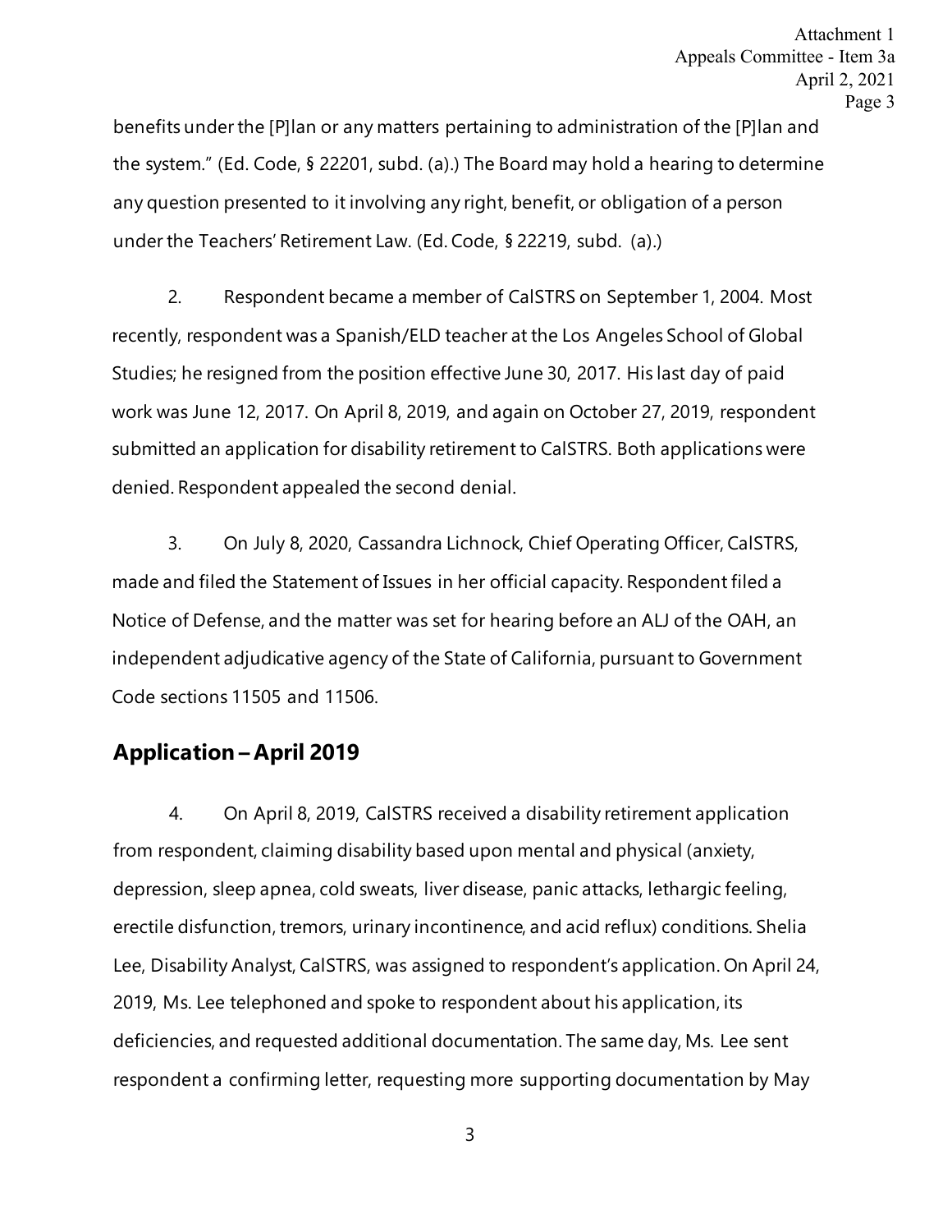benefits under the [P]lan or any matters pertaining to administration of the [P]lan and the system." (Ed. Code, § 22201, subd. (a).) The Board may hold a hearing to determine any question presented to it involving any right, benefit, or obligation of a person under the Teachers' Retirement Law. (Ed. Code, § 22219, subd. (a).)

2. Respondent became a member of CalSTRS on September 1, 2004. Most recently, respondent was a Spanish/ELD teacher at the Los Angeles School of Global Studies; he resigned from the position effective June 30, 2017. His last day of paid work was June 12, 2017. On April 8, 2019, and again on October 27, 2019, respondent submitted an application for disability retirement to CalSTRS. Both applications were denied. Respondent appealed the second denial.

3. On July 8, 2020, Cassandra Lichnock, Chief Operating Officer, CalSTRS, made and filed the Statement of Issues in her official capacity. Respondent filed a Notice of Defense, and the matter was set for hearing before an ALJ of the OAH, an independent adjudicative agency of the State of California, pursuant to Government Code sections 11505 and 11506.

## Application – April 2019

4. On April 8, 2019, CalSTRS received a disability retirement application from respondent, claiming disability based upon mental and physical (anxiety, depression, sleep apnea, cold sweats, liver disease, panic attacks, lethargic feeling, erectile disfunction, tremors, urinary incontinence, and acid reflux) conditions. Shelia Lee, Disability Analyst, CalSTRS, was assigned to respondent's application. On April 24, 2019, Ms. Lee telephoned and spoke to respondent about his application, its deficiencies, and requested additional documentation. The same day, Ms. Lee sent respondent a confirming letter, requesting more supporting documentation by May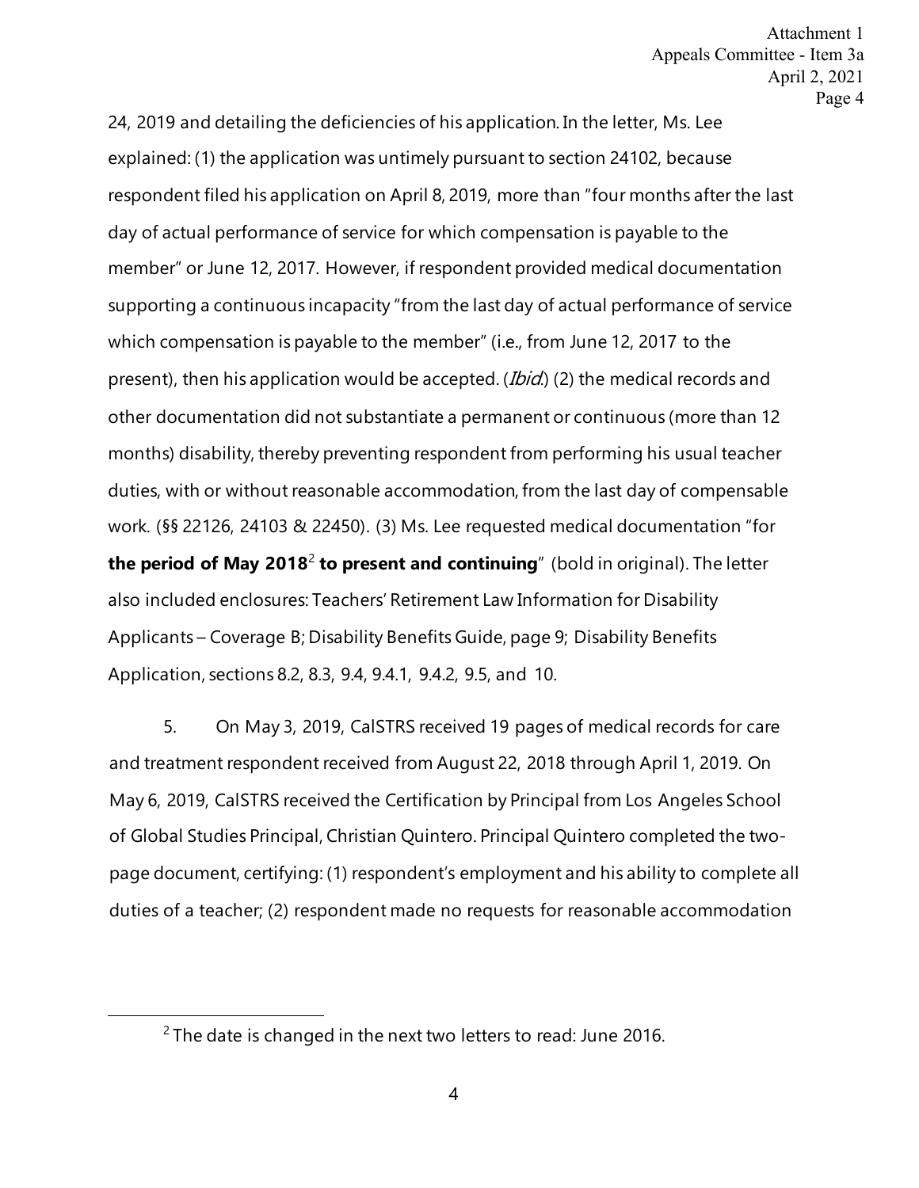24, 2019 and detailing the deficiencies of his application. In the letter, Ms. Lee explained: (1) the application was untimely pursuant to section 24102, because respondent filed his application on April 8, 2019, more than "four months after the last day of actual performance of service for which compensation is payable to the member" or June 12, 2017. However, if respondent provided medical documentation supporting a continuous incapacity "from the last day of actual performance of service which compensation is payable to the member" (i.e., from June 12, 2017 to the present), then his application would be accepted. (*Ibid.*) (2) the medical records and other documentation did not substantiate a permanent or continuous (more than 12 months) disability, thereby preventing respondent from performing his usual teacher duties, with or without reasonable accommodation, from the last day of compensable work. (§§ 22126, 24103 & 22450). (3) Ms. Lee requested medical documentation "for **the period of May 2018**[2] **to present and continuing**" (bold in original). The letter also included enclosures: Teachers' Retirement Law Information for Disability Applicants – Coverage B; Disability Benefits Guide, page 9; Disability Benefits Application, sections 8.2, 8.3, 9.4, 9.4.1, 9.4.2, 9.5, and 10.

5. On May 3, 2019, CalSTRS received 19 pages of medical records for care and treatment respondent received from August 22, 2018 through April 1, 2019. On May 6, 2019, CalSTRS received the Certification by Principal from Los Angeles School of Global Studies Principal, Christian Quintero. Principal Quintero completed the two-page document, certifying: (1) respondent's employment and his ability to complete all duties of a teacher; (2) respondent made no requests for reasonable accommodation

---

[2] The date is changed in the next two letters to read: June 2016.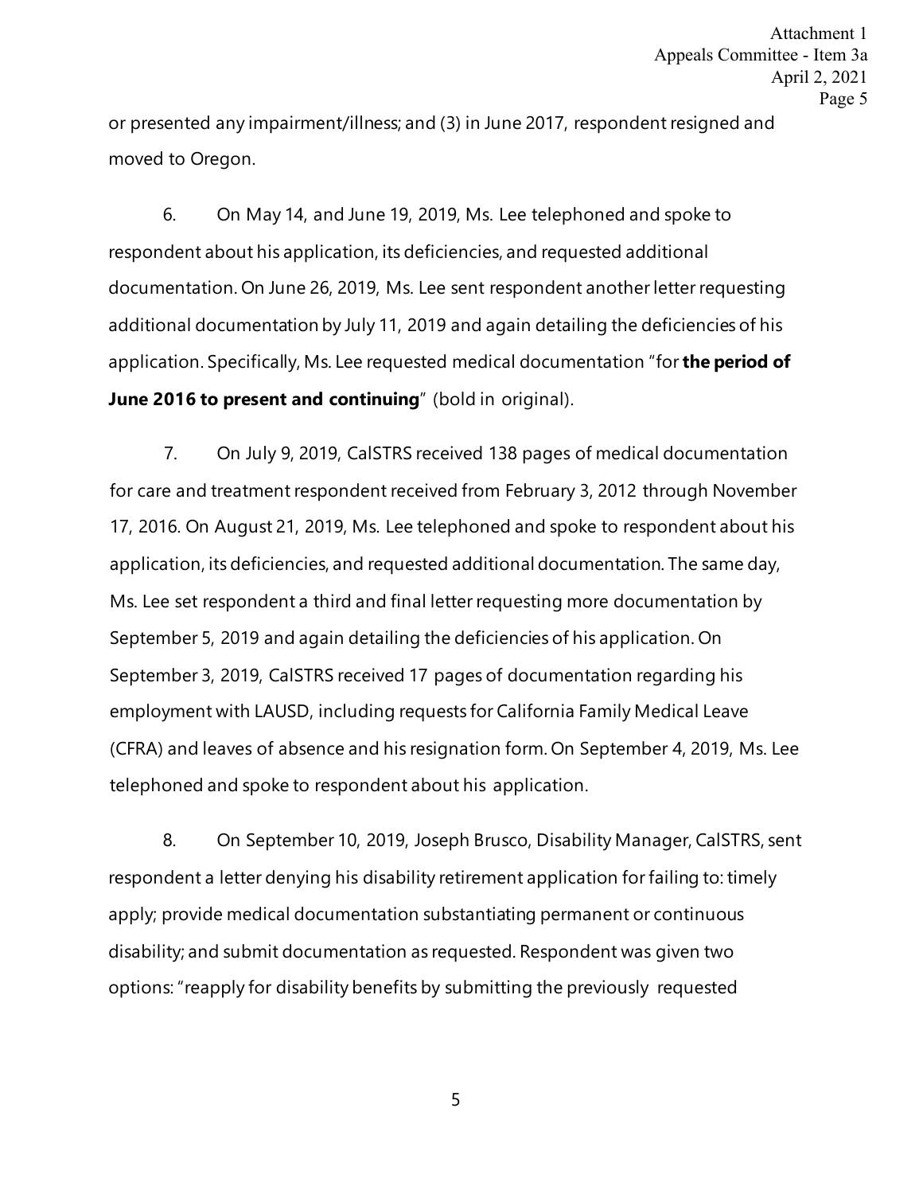or presented any impairment/illness; and (3) in June 2017, respondent resigned and moved to Oregon.

6. On May 14, and June 19, 2019, Ms. Lee telephoned and spoke to respondent about his application, its deficiencies, and requested additional documentation. On June 26, 2019, Ms. Lee sent respondent another letter requesting additional documentation by July 11, 2019 and again detailing the deficiencies of his application. Specifically, Ms. Lee requested medical documentation "for **the period of June 2016 to present and continuing**" (bold in original).

7. On July 9, 2019, CalSTRS received 138 pages of medical documentation for care and treatment respondent received from February 3, 2012 through November 17, 2016. On August 21, 2019, Ms. Lee telephoned and spoke to respondent about his application, its deficiencies, and requested additional documentation. The same day, Ms. Lee set respondent a third and final letter requesting more documentation by September 5, 2019 and again detailing the deficiencies of his application. On September 3, 2019, CalSTRS received 17 pages of documentation regarding his employment with LAUSD, including requests for California Family Medical Leave (CFRA) and leaves of absence and his resignation form. On September 4, 2019, Ms. Lee telephoned and spoke to respondent about his application.

8. On September 10, 2019, Joseph Brusco, Disability Manager, CalSTRS, sent respondent a letter denying his disability retirement application for failing to: timely apply; provide medical documentation substantiating permanent or continuous disability; and submit documentation as requested. Respondent was given two options: "reapply for disability benefits by submitting the previously requested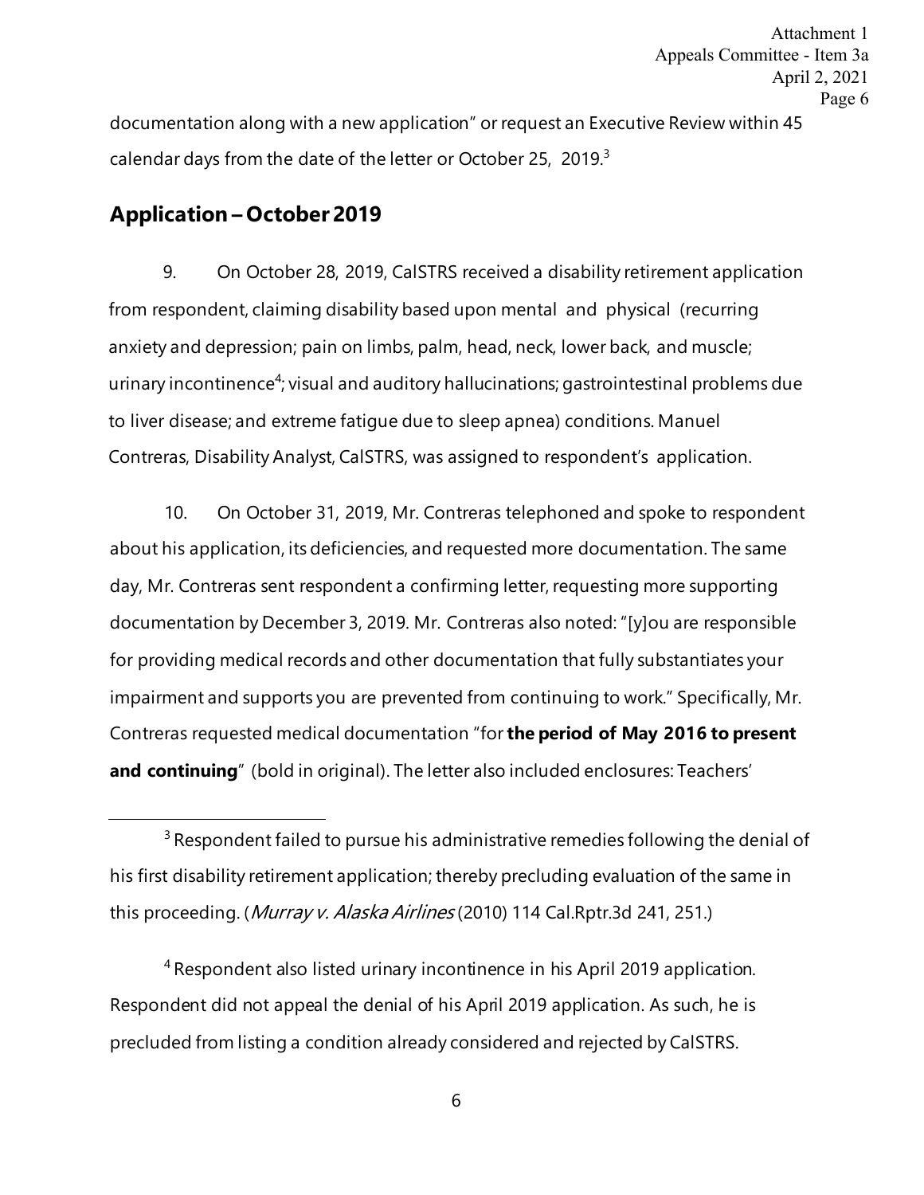documentation along with a new application" or request an Executive Review within 45 calendar days from the date of the letter or October 25, 2019.[3]

## Application – October 2019

9. On October 28, 2019, CalSTRS received a disability retirement application from respondent, claiming disability based upon mental and physical (recurring anxiety and depression; pain on limbs, palm, head, neck, lower back, and muscle; urinary incontinence[4]; visual and auditory hallucinations; gastrointestinal problems due to liver disease; and extreme fatigue due to sleep apnea) conditions. Manuel Contreras, Disability Analyst, CalSTRS, was assigned to respondent's application.

10. On October 31, 2019, Mr. Contreras telephoned and spoke to respondent about his application, its deficiencies, and requested more documentation. The same day, Mr. Contreras sent respondent a confirming letter, requesting more supporting documentation by December 3, 2019. Mr. Contreras also noted: "[y]ou are responsible for providing medical records and other documentation that fully substantiates your impairment and supports you are prevented from continuing to work." Specifically, Mr. Contreras requested medical documentation "for **the period of May 2016 to present and continuing**" (bold in original). The letter also included enclosures: Teachers'

---

[3] Respondent failed to pursue his administrative remedies following the denial of his first disability retirement application; thereby precluding evaluation of the same in this proceeding. (*Murray v. Alaska Airlines* (2010) 114 Cal.Rptr.3d 241, 251.)

[4] Respondent also listed urinary incontinence in his April 2019 application. Respondent did not appeal the denial of his April 2019 application. As such, he is precluded from listing a condition already considered and rejected by CalSTRS.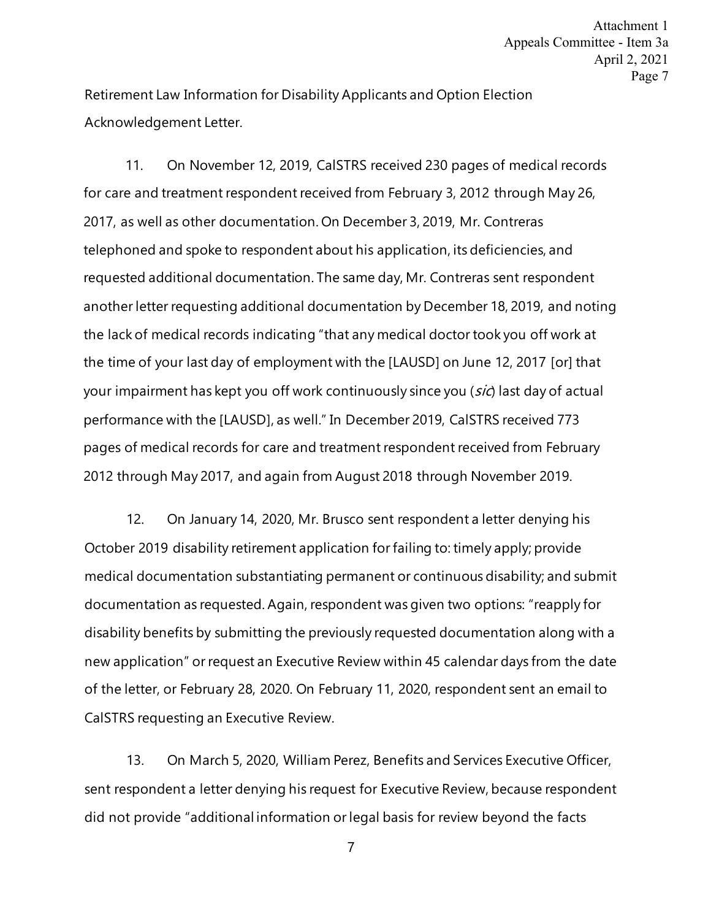Retirement Law Information for Disability Applicants and Option Election Acknowledgement Letter.

11. On November 12, 2019, CalSTRS received 230 pages of medical records for care and treatment respondent received from February 3, 2012 through May 26, 2017, as well as other documentation. On December 3, 2019, Mr. Contreras telephoned and spoke to respondent about his application, its deficiencies, and requested additional documentation. The same day, Mr. Contreras sent respondent another letter requesting additional documentation by December 18, 2019, and noting the lack of medical records indicating "that any medical doctor took you off work at the time of your last day of employment with the [LAUSD] on June 12, 2017 [or] that your impairment has kept you off work continuously since you (*sic*) last day of actual performance with the [LAUSD], as well." In December 2019, CalSTRS received 773 pages of medical records for care and treatment respondent received from February 2012 through May 2017, and again from August 2018 through November 2019.

12. On January 14, 2020, Mr. Brusco sent respondent a letter denying his October 2019 disability retirement application for failing to: timely apply; provide medical documentation substantiating permanent or continuous disability; and submit documentation as requested. Again, respondent was given two options: "reapply for disability benefits by submitting the previously requested documentation along with a new application" or request an Executive Review within 45 calendar days from the date of the letter, or February 28, 2020. On February 11, 2020, respondent sent an email to CalSTRS requesting an Executive Review.

13. On March 5, 2020, William Perez, Benefits and Services Executive Officer, sent respondent a letter denying his request for Executive Review, because respondent did not provide "additional information or legal basis for review beyond the facts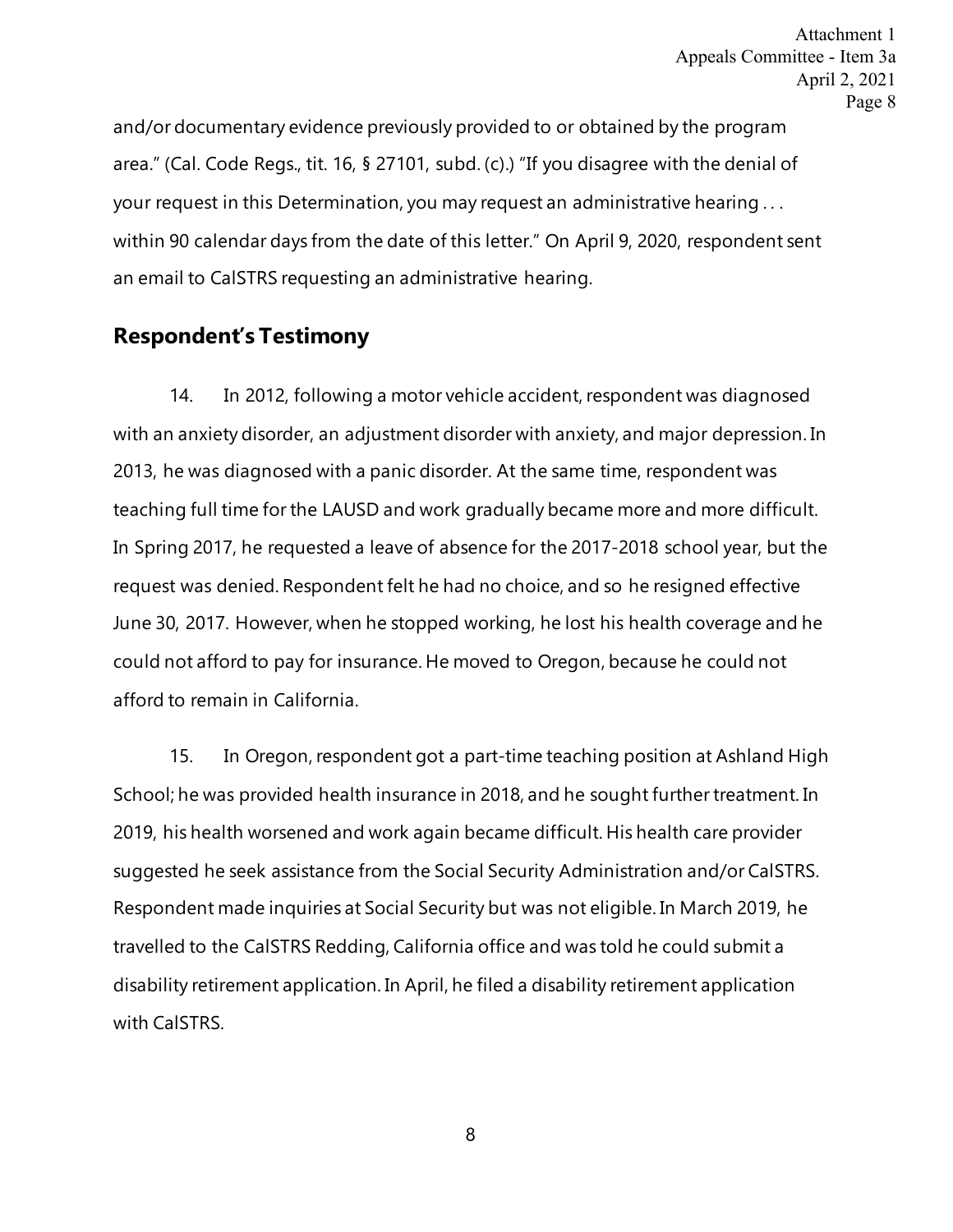and/or documentary evidence previously provided to or obtained by the program area." (Cal. Code Regs., tit. 16, § 27101, subd. (c).) "If you disagree with the denial of your request in this Determination, you may request an administrative hearing . . . within 90 calendar days from the date of this letter." On April 9, 2020, respondent sent an email to CalSTRS requesting an administrative hearing.

## Respondent's Testimony

14. In 2012, following a motor vehicle accident, respondent was diagnosed with an anxiety disorder, an adjustment disorder with anxiety, and major depression. In 2013, he was diagnosed with a panic disorder. At the same time, respondent was teaching full time for the LAUSD and work gradually became more and more difficult. In Spring 2017, he requested a leave of absence for the 2017-2018 school year, but the request was denied. Respondent felt he had no choice, and so he resigned effective June 30, 2017. However, when he stopped working, he lost his health coverage and he could not afford to pay for insurance. He moved to Oregon, because he could not afford to remain in California.

15. In Oregon, respondent got a part-time teaching position at Ashland High School; he was provided health insurance in 2018, and he sought further treatment. In 2019, his health worsened and work again became difficult. His health care provider suggested he seek assistance from the Social Security Administration and/or CalSTRS. Respondent made inquiries at Social Security but was not eligible. In March 2019, he travelled to the CalSTRS Redding, California office and was told he could submit a disability retirement application. In April, he filed a disability retirement application with CalSTRS.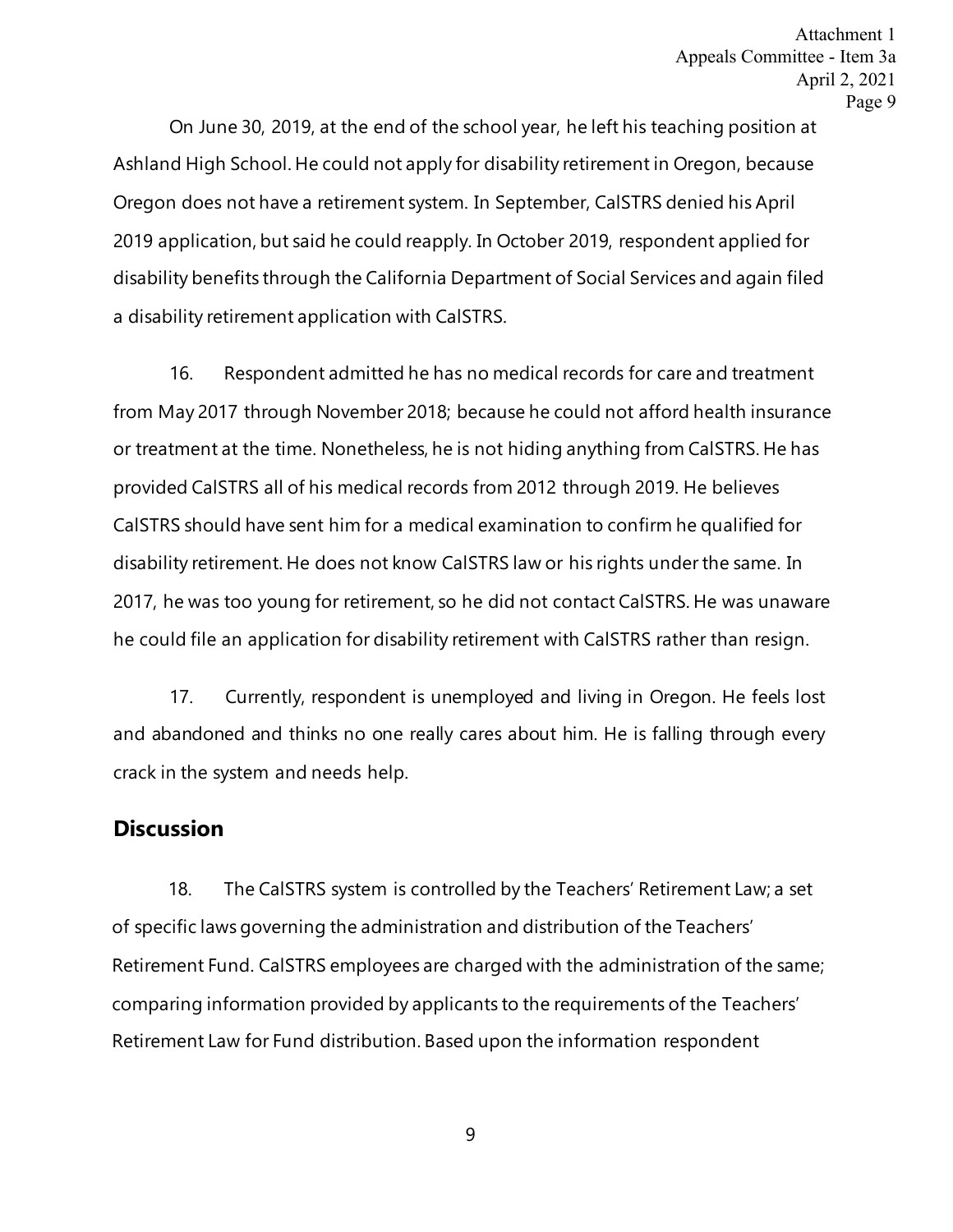On June 30, 2019, at the end of the school year, he left his teaching position at Ashland High School. He could not apply for disability retirement in Oregon, because Oregon does not have a retirement system. In September, CalSTRS denied his April 2019 application, but said he could reapply. In October 2019, respondent applied for disability benefits through the California Department of Social Services and again filed a disability retirement application with CalSTRS.

16. Respondent admitted he has no medical records for care and treatment from May 2017 through November 2018; because he could not afford health insurance or treatment at the time. Nonetheless, he is not hiding anything from CalSTRS. He has provided CalSTRS all of his medical records from 2012 through 2019. He believes CalSTRS should have sent him for a medical examination to confirm he qualified for disability retirement. He does not know CalSTRS law or his rights under the same. In 2017, he was too young for retirement, so he did not contact CalSTRS. He was unaware he could file an application for disability retirement with CalSTRS rather than resign.

17. Currently, respondent is unemployed and living in Oregon. He feels lost and abandoned and thinks no one really cares about him. He is falling through every crack in the system and needs help.

## Discussion

18. The CalSTRS system is controlled by the Teachers' Retirement Law; a set of specific laws governing the administration and distribution of the Teachers' Retirement Fund. CalSTRS employees are charged with the administration of the same; comparing information provided by applicants to the requirements of the Teachers' Retirement Law for Fund distribution. Based upon the information respondent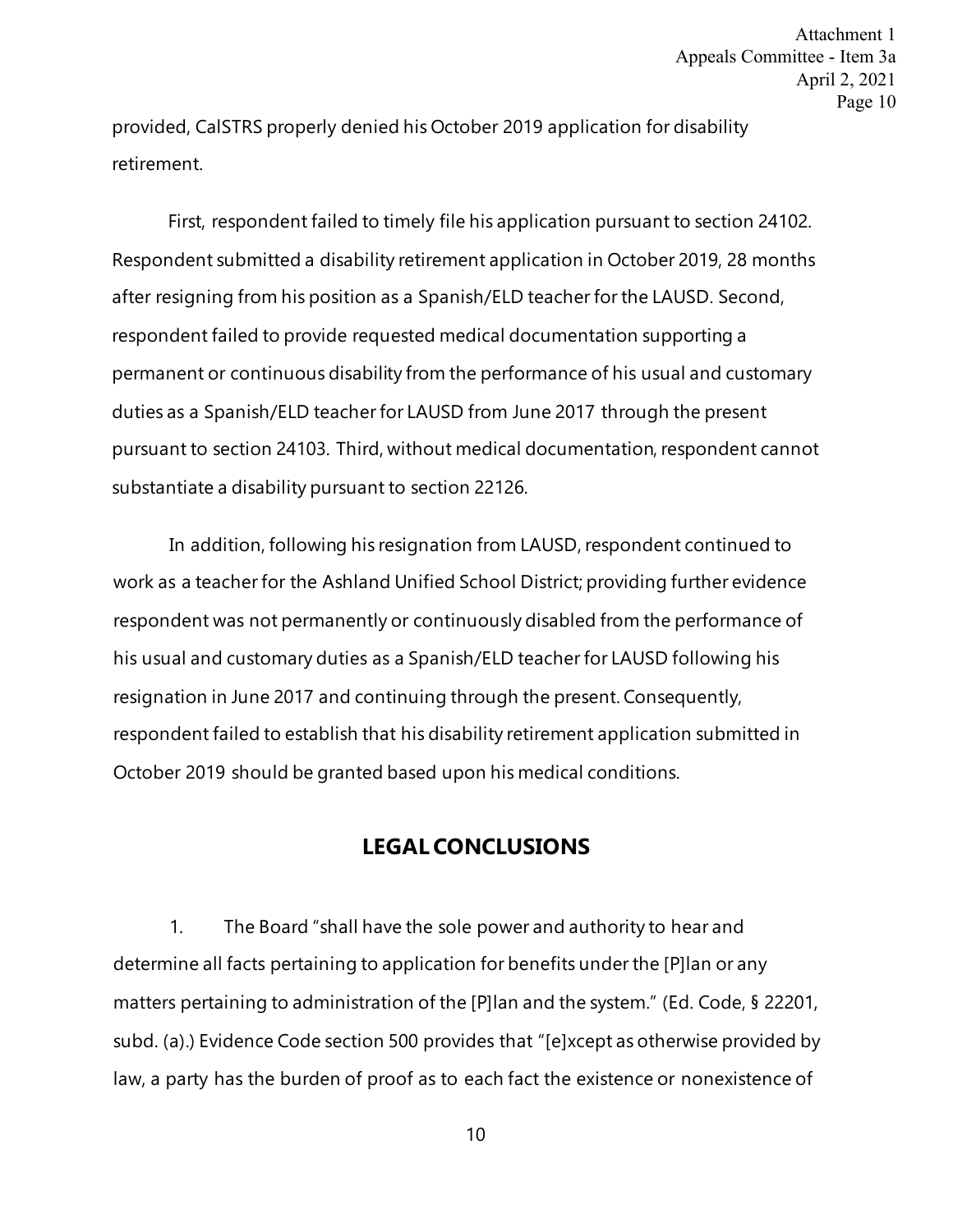provided, CalSTRS properly denied his October 2019 application for disability retirement.

First, respondent failed to timely file his application pursuant to section 24102. Respondent submitted a disability retirement application in October 2019, 28 months after resigning from his position as a Spanish/ELD teacher for the LAUSD. Second, respondent failed to provide requested medical documentation supporting a permanent or continuous disability from the performance of his usual and customary duties as a Spanish/ELD teacher for LAUSD from June 2017 through the present pursuant to section 24103. Third, without medical documentation, respondent cannot substantiate a disability pursuant to section 22126.

In addition, following his resignation from LAUSD, respondent continued to work as a teacher for the Ashland Unified School District; providing further evidence respondent was not permanently or continuously disabled from the performance of his usual and customary duties as a Spanish/ELD teacher for LAUSD following his resignation in June 2017 and continuing through the present. Consequently, respondent failed to establish that his disability retirement application submitted in October 2019 should be granted based upon his medical conditions.

## LEGAL CONCLUSIONS

1. The Board "shall have the sole power and authority to hear and determine all facts pertaining to application for benefits under the [P]lan or any matters pertaining to administration of the [P]lan and the system." (Ed. Code, § 22201, subd. (a).) Evidence Code section 500 provides that "[e]xcept as otherwise provided by law, a party has the burden of proof as to each fact the existence or nonexistence of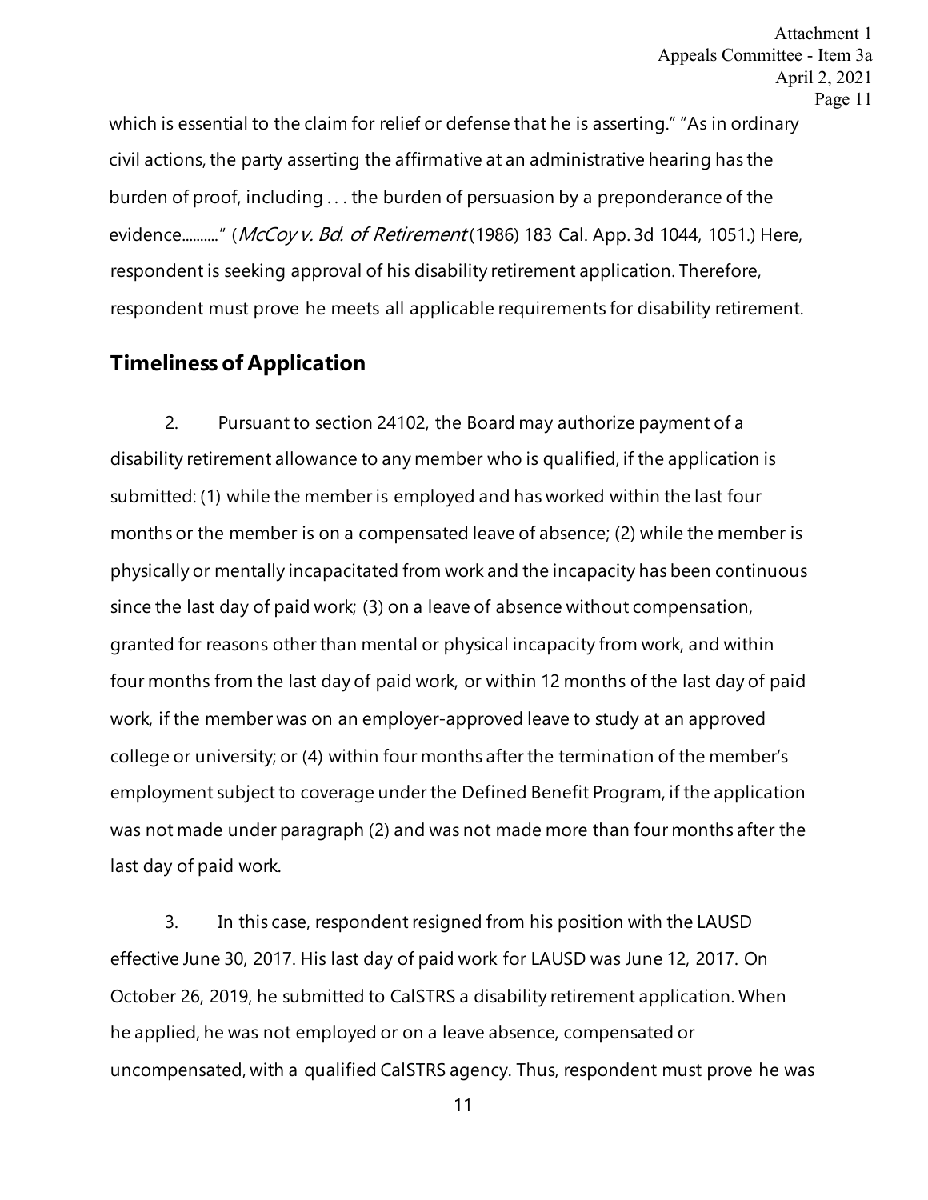which is essential to the claim for relief or defense that he is asserting." "As in ordinary civil actions, the party asserting the affirmative at an administrative hearing has the burden of proof, including . . . the burden of persuasion by a preponderance of the evidence.........." (*McCoy v. Bd. of Retirement* (1986) 183 Cal. App. 3d 1044, 1051.) Here, respondent is seeking approval of his disability retirement application. Therefore, respondent must prove he meets all applicable requirements for disability retirement.

## Timeliness of Application

2. Pursuant to section 24102, the Board may authorize payment of a disability retirement allowance to any member who is qualified, if the application is submitted: (1) while the member is employed and has worked within the last four months or the member is on a compensated leave of absence; (2) while the member is physically or mentally incapacitated from work and the incapacity has been continuous since the last day of paid work; (3) on a leave of absence without compensation, granted for reasons other than mental or physical incapacity from work, and within four months from the last day of paid work, or within 12 months of the last day of paid work, if the member was on an employer-approved leave to study at an approved college or university; or (4) within four months after the termination of the member's employment subject to coverage under the Defined Benefit Program, if the application was not made under paragraph (2) and was not made more than four months after the last day of paid work.

3. In this case, respondent resigned from his position with the LAUSD effective June 30, 2017. His last day of paid work for LAUSD was June 12, 2017. On October 26, 2019, he submitted to CalSTRS a disability retirement application. When he applied, he was not employed or on a leave absence, compensated or uncompensated, with a qualified CalSTRS agency. Thus, respondent must prove he was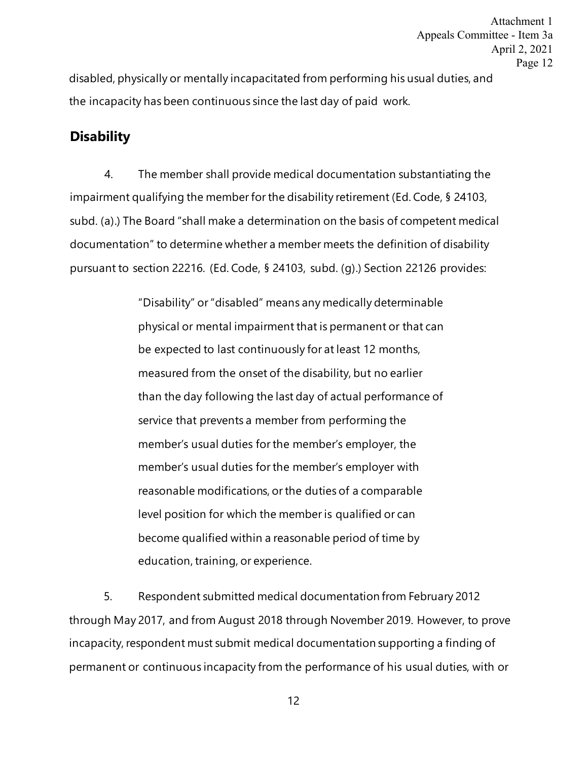disabled, physically or mentally incapacitated from performing his usual duties, and the incapacity has been continuous since the last day of paid work.

## Disability

4. The member shall provide medical documentation substantiating the impairment qualifying the member for the disability retirement (Ed. Code, § 24103, subd. (a).) The Board "shall make a determination on the basis of competent medical documentation" to determine whether a member meets the definition of disability pursuant to section 22216. (Ed. Code, § 24103, subd. (g).) Section 22126 provides:

> "Disability" or "disabled" means any medically determinable physical or mental impairment that is permanent or that can be expected to last continuously for at least 12 months, measured from the onset of the disability, but no earlier than the day following the last day of actual performance of service that prevents a member from performing the member's usual duties for the member's employer, the member's usual duties for the member's employer with reasonable modifications, or the duties of a comparable level position for which the member is qualified or can become qualified within a reasonable period of time by education, training, or experience.

5. Respondent submitted medical documentation from February 2012 through May 2017, and from August 2018 through November 2019. However, to prove incapacity, respondent must submit medical documentation supporting a finding of permanent or continuous incapacity from the performance of his usual duties, with or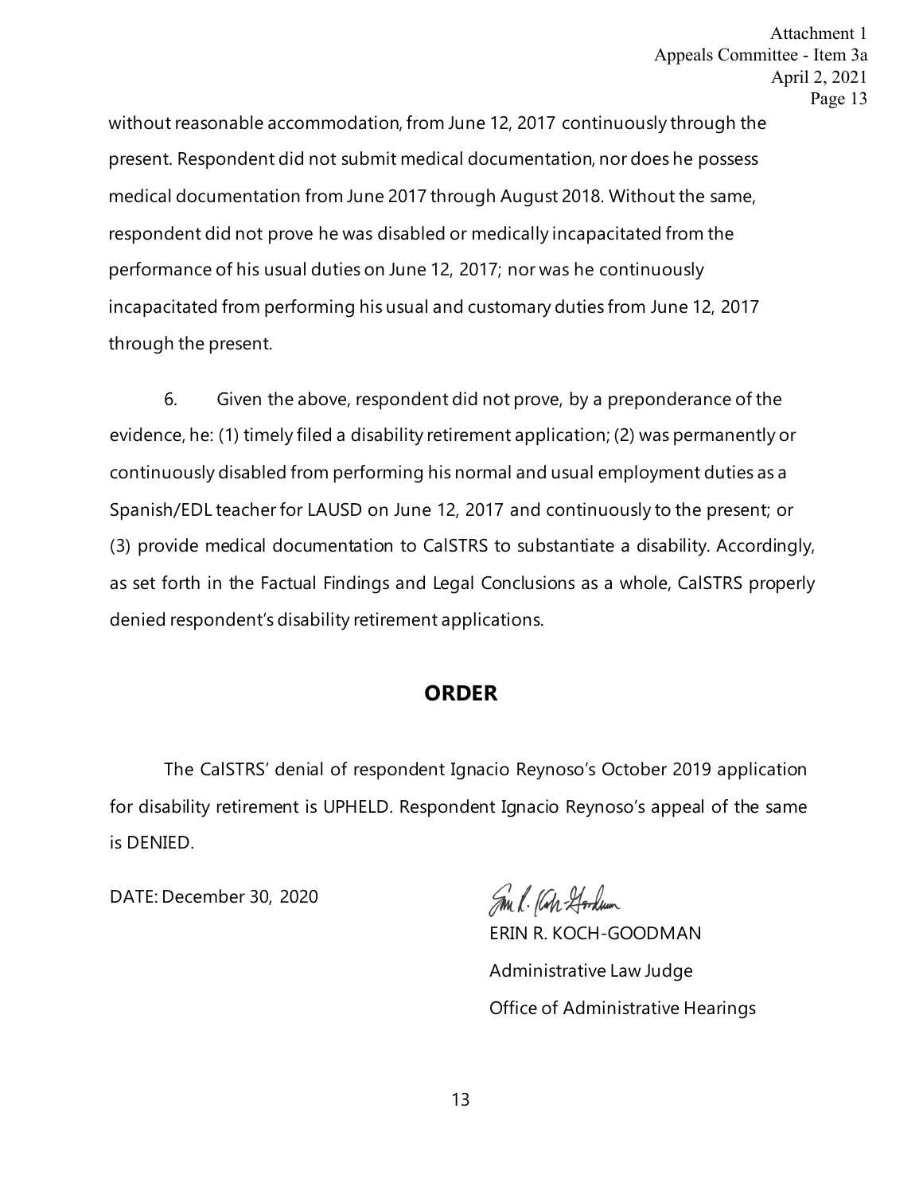without reasonable accommodation, from June 12, 2017 continuously through the present. Respondent did not submit medical documentation, nor does he possess medical documentation from June 2017 through August 2018. Without the same, respondent did not prove he was disabled or medically incapacitated from the performance of his usual duties on June 12, 2017; nor was he continuously incapacitated from performing his usual and customary duties from June 12, 2017 through the present.

6. Given the above, respondent did not prove, by a preponderance of the evidence, he: (1) timely filed a disability retirement application; (2) was permanently or continuously disabled from performing his normal and usual employment duties as a Spanish/EDL teacher for LAUSD on June 12, 2017 and continuously to the present; or (3) provide medical documentation to CalSTRS to substantiate a disability. Accordingly, as set forth in the Factual Findings and Legal Conclusions as a whole, CalSTRS properly denied respondent's disability retirement applications.

## ORDER

The CalSTRS' denial of respondent Ignacio Reynoso's October 2019 application for disability retirement is UPHELD. Respondent Ignacio Reynoso's appeal of the same is DENIED.

DATE: December 30, 2020

ERIN R. KOCH-GOODMAN
Administrative Law Judge
Office of Administrative Hearings